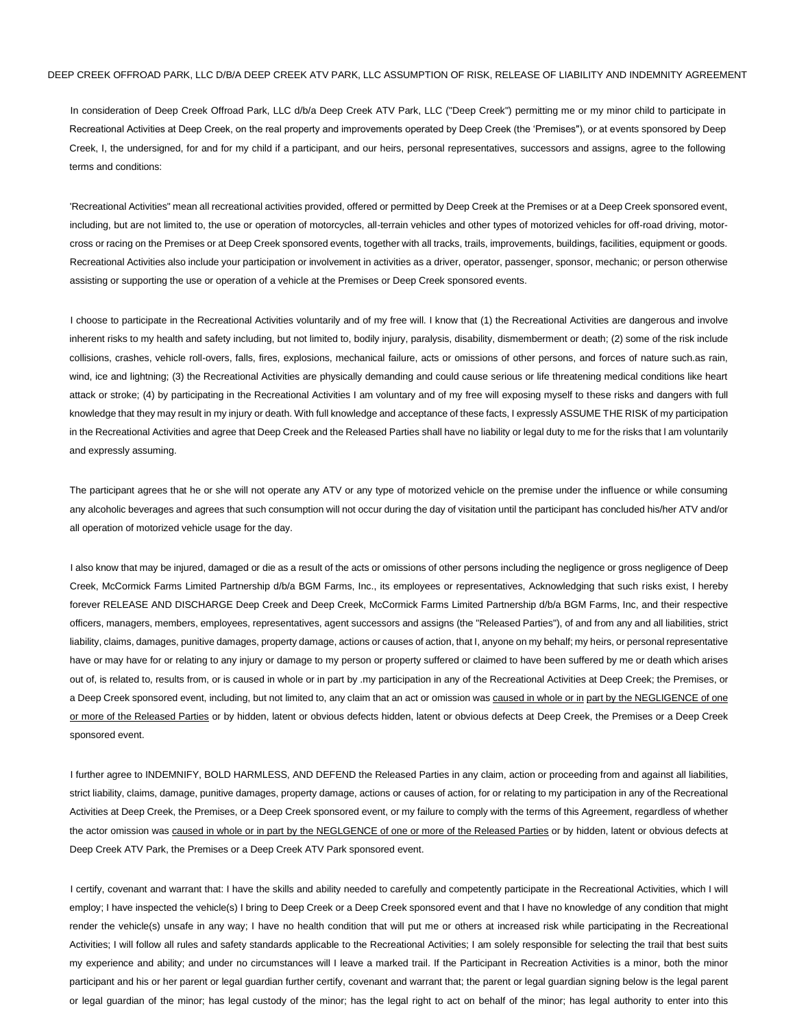DEEP CREEK OFFROAD PARK, LLC D/B/A DEEP CREEK ATV PARK, LLC ASSUMPTION OF RISK, RELEASE OF LIABILITY AND INDEMNITY AGREEMENT

In consideration of Deep Creek Offroad Park, LLC d/b/a Deep Creek ATV Park, LLC ("Deep Creek") permitting me or my minor child to participate in Recreational Activities at Deep Creek, on the real property and improvements operated by Deep Creek (the 'Premises"), or at events sponsored by Deep Creek, I, the undersigned, for and for my child if a participant, and our heirs, personal representatives, successors and assigns, agree to the following terms and conditions:

'Recreational Activities" mean all recreational activities provided, offered or permitted by Deep Creek at the Premises or at a Deep Creek sponsored event, including, but are not limited to, the use or operation of motorcycles, all-terrain vehicles and other types of motorized vehicles for off-road driving, motor-cross or racing on the Premises or at Deep Creek sponsored events, together with all tracks, trails, improvements, buildings, facilities, equipment or goods. Recreational Activities also include your participation or involvement in activities as a driver, operator, passenger, sponsor, mechanic; or person otherwise assisting or supporting the use or operation of a vehicle at the Premises or Deep Creek sponsored events.

I choose to participate in the Recreational Activities voluntarily and of my free will. I know that (1) the Recreational Activities are dangerous and involve inherent risks to my health and safety including, but not limited to, bodily injury, paralysis, disability, dismemberment or death; (2) some of the risk include collisions, crashes, vehicle roll-overs, falls, fires, explosions, mechanical failure, acts or omissions of other persons, and forces of nature such.as rain, wind, ice and lightning; (3) the Recreational Activities are physically demanding and could cause serious or life threatening medical conditions like heart attack or stroke; (4) by participating in the Recreational Activities I am voluntary and of my free will exposing myself to these risks and dangers with full knowledge that they may result in my injury or death. With full knowledge and acceptance of these facts, I expressly ASSUME THE RISK of my participation in the Recreational Activities and agree that Deep Creek and the Released Parties shall have no liability or legal duty to me for the risks that I am voluntarily and expressly assuming.

The participant agrees that he or she will not operate any ATV or any type of motorized vehicle on the premise under the influence or while consuming any alcoholic beverages and agrees that such consumption will not occur during the day of visitation until the participant has concluded his/her ATV and/or all operation of motorized vehicle usage for the day.

I also know that may be injured, damaged or die as a result of the acts or omissions of other persons including the negligence or gross negligence of Deep Creek, McCormick Farms Limited Partnership d/b/a BGM Farms, Inc., its employees or representatives, Acknowledging that such risks exist, I hereby forever RELEASE AND DISCHARGE Deep Creek and Deep Creek, McCormick Farms Limited Partnership d/b/a BGM Farms, Inc, and their respective officers, managers, members, employees, representatives, agent successors and assigns (the "Released Parties"), of and from any and all liabilities, strict liability, claims, damages, punitive damages, property damage, actions or causes of action, that I, anyone on my behalf; my heirs, or personal representative have or may have for or relating to any injury or damage to my person or property suffered or claimed to have been suffered by me or death which arises out of, is related to, results from, or is caused in whole or in part by .my participation in any of the Recreational Activities at Deep Creek; the Premises, or a Deep Creek sponsored event, including, but not limited to, any claim that an act or omission was caused in whole or in part by the NEGLIGENCE of one or more of the Released Parties or by hidden, latent or obvious defects hidden, latent or obvious defects at Deep Creek, the Premises or a Deep Creek sponsored event.

I further agree to INDEMNIFY, BOLD HARMLESS, AND DEFEND the Released Parties in any claim, action or proceeding from and against all liabilities, strict liability, claims, damage, punitive damages, property damage, actions or causes of action, for or relating to my participation in any of the Recreational Activities at Deep Creek, the Premises, or a Deep Creek sponsored event, or my failure to comply with the terms of this Agreement, regardless of whether the actor omission was caused in whole or in part by the NEGLGENCE of one or more of the Released Parties or by hidden, latent or obvious defects at Deep Creek ATV Park, the Premises or a Deep Creek ATV Park sponsored event.

I certify, covenant and warrant that: I have the skills and ability needed to carefully and competently participate in the Recreational Activities, which I will employ; I have inspected the vehicle(s) I bring to Deep Creek or a Deep Creek sponsored event and that I have no knowledge of any condition that might render the vehicle(s) unsafe in any way; I have no health condition that will put me or others at increased risk while participating in the Recreational Activities; I will follow all rules and safety standards applicable to the Recreational Activities; I am solely responsible for selecting the trail that best suits my experience and ability; and under no circumstances will I leave a marked trail. If the Participant in Recreation Activities is a minor, both the minor participant and his or her parent or legal guardian further certify, covenant and warrant that; the parent or legal guardian signing below is the legal parent or legal guardian of the minor; has legal custody of the minor; has the legal right to act on behalf of the minor; has legal authority to enter into this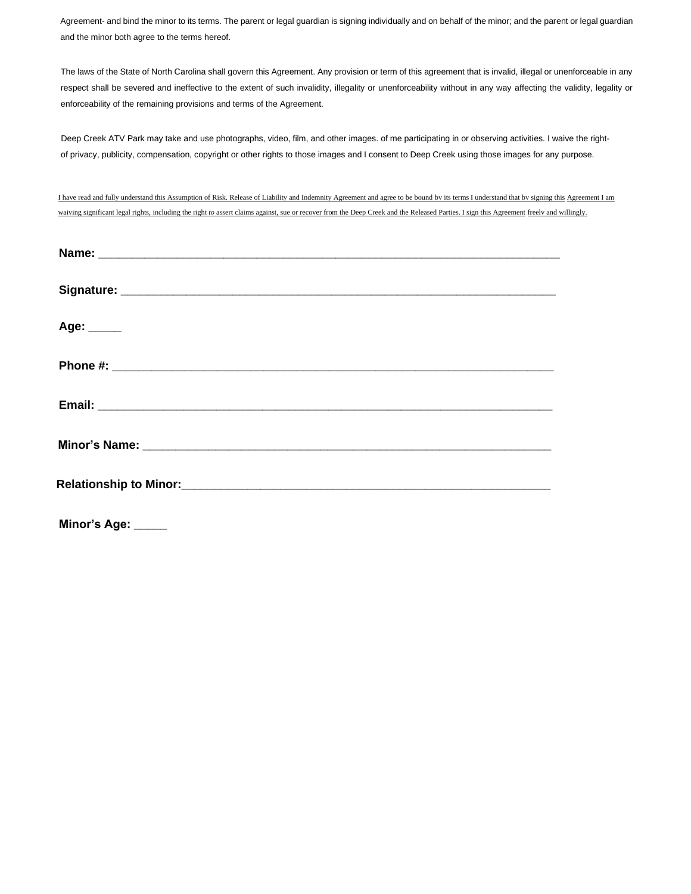Agreement- and bind the minor to its terms. The parent or legal guardian is signing individually and on behalf of the minor; and the parent or legal guardian and the minor both agree to the terms hereof.

The laws of the State of North Carolina shall govern this Agreement. Any provision or term of this agreement that is invalid, illegal or unenforceable in any respect shall be severed and ineffective to the extent of such invalidity, illegality or unenforceability without in any way affecting the validity, legality or enforceability of the remaining provisions and terms of the Agreement.

Deep Creek ATV Park may take and use photographs, video, film, and other images. of me participating in or observing activities. I waive the right-of privacy, publicity, compensation, copyright or other rights to those images and I consent to Deep Creek using those images for any purpose.

I have read and fully understand this Assumption of Risk. Release of Liability and Indemnity Agreement and agree to be bound bv its terms I understand that bv signing this Agreement I am waiving significant legal rights, including the right *to* assert claims against, sue or recover from the Deep Creek and the Released Parties. I sign this Agreement freelv and willingly.

**Name:** ______________________________________________________________________________

**Signature:** __________________________________________________________________________

**Age:** _____

**Phone #:** ___________________________________________________________________________

**Email:** ______________________________________________________________________________

**Minor's Name:** _______________________________________________________________________

**Relationship to Minor:**______________________________________________________________

**Minor's Age:** _____